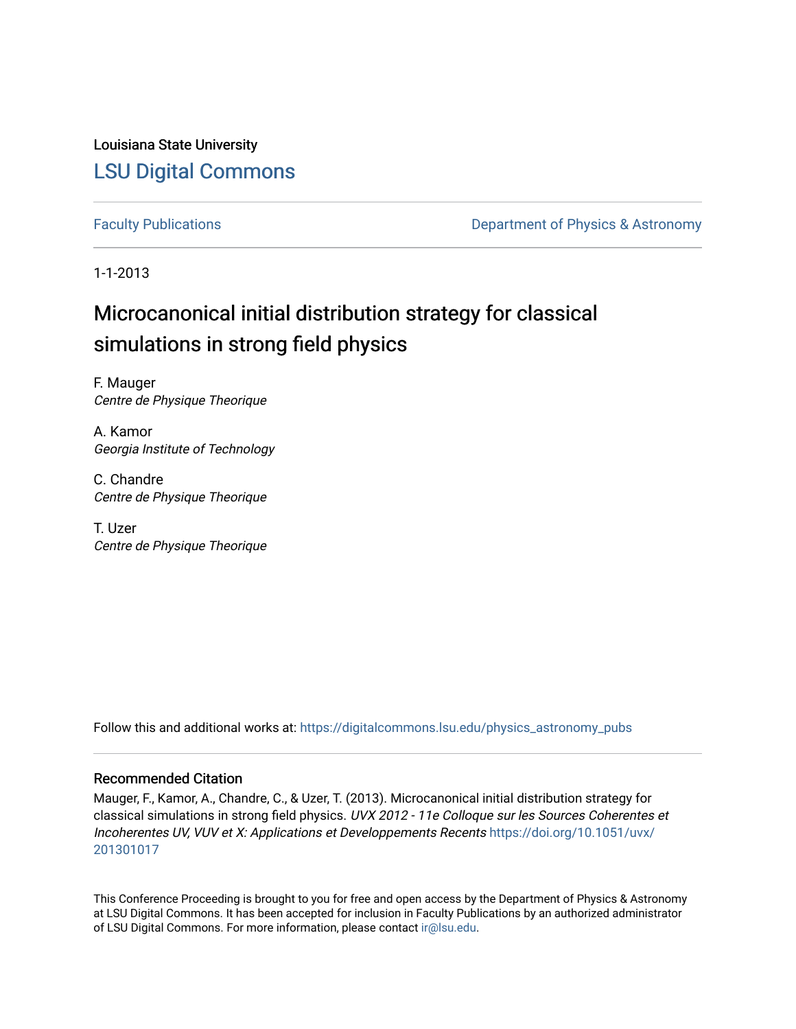Louisiana State University

# LSU Digital Commons

Faculty Publications

Department of Physics & Astronomy

1-1-2013

# Microcanonical initial distribution strategy for classical simulations in strong field physics

F. Mauger
*Centre de Physique Theorique*

A. Kamor
*Georgia Institute of Technology*

C. Chandre
*Centre de Physique Theorique*

T. Uzer
*Centre de Physique Theorique*

Follow this and additional works at: https://digitalcommons.lsu.edu/physics_astronomy_pubs

## Recommended Citation

Mauger, F., Kamor, A., Chandre, C., & Uzer, T. (2013). Microcanonical initial distribution strategy for classical simulations in strong field physics. *UVX 2012 - 11e Colloque sur les Sources Coherentes et Incoherentes UV, VUV et X: Applications et Developpements Recents* https://doi.org/10.1051/uvx/201301017

This Conference Proceeding is brought to you for free and open access by the Department of Physics & Astronomy at LSU Digital Commons. It has been accepted for inclusion in Faculty Publications by an authorized administrator of LSU Digital Commons. For more information, please contact ir@lsu.edu.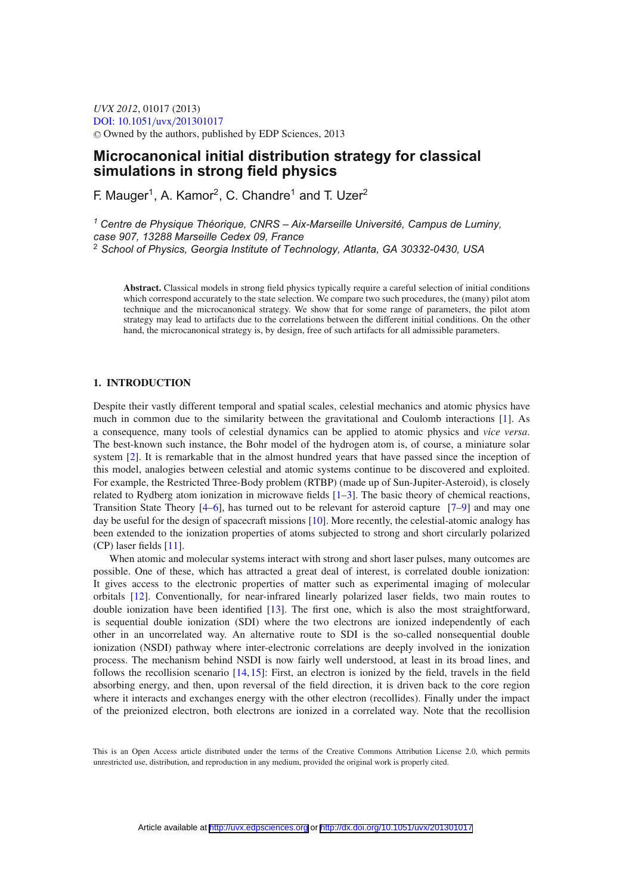_UVX 2012_, 01017 (2013)
DOI: 10.1051/uvx/201301017
© Owned by the authors, published by EDP Sciences, 2013

# Microcanonical initial distribution strategy for classical simulations in strong field physics

F. Mauger[1], A. Kamor[2], C. Chandre[1] and T. Uzer[2]

[1] _Centre de Physique Théorique, CNRS – Aix-Marseille Université, Campus de Luminy, case 907, 13288 Marseille Cedex 09, France_
[2] _School of Physics, Georgia Institute of Technology, Atlanta, GA 30332-0430, USA_

**Abstract.** Classical models in strong field physics typically require a careful selection of initial conditions which correspond accurately to the state selection. We compare two such procedures, the (many) pilot atom technique and the microcanonical strategy. We show that for some range of parameters, the pilot atom strategy may lead to artifacts due to the correlations between the different initial conditions. On the other hand, the microcanonical strategy is, by design, free of such artifacts for all admissible parameters.

## 1. INTRODUCTION

Despite their vastly different temporal and spatial scales, celestial mechanics and atomic physics have much in common due to the similarity between the gravitational and Coulomb interactions [1]. As a consequence, many tools of celestial dynamics can be applied to atomic physics and _vice versa_. The best-known such instance, the Bohr model of the hydrogen atom is, of course, a miniature solar system [2]. It is remarkable that in the almost hundred years that have passed since the inception of this model, analogies between celestial and atomic systems continue to be discovered and exploited. For example, the Restricted Three-Body problem (RTBP) (made up of Sun-Jupiter-Asteroid), is closely related to Rydberg atom ionization in microwave fields [1–3]. The basic theory of chemical reactions, Transition State Theory [4–6], has turned out to be relevant for asteroid capture [7–9] and may one day be useful for the design of spacecraft missions [10]. More recently, the celestial-atomic analogy has been extended to the ionization properties of atoms subjected to strong and short circularly polarized (CP) laser fields [11].

When atomic and molecular systems interact with strong and short laser pulses, many outcomes are possible. One of these, which has attracted a great deal of interest, is correlated double ionization: It gives access to the electronic properties of matter such as experimental imaging of molecular orbitals [12]. Conventionally, for near-infrared linearly polarized laser fields, two main routes to double ionization have been identified [13]. The first one, which is also the most straightforward, is sequential double ionization (SDI) where the two electrons are ionized independently of each other in an uncorrelated way. An alternative route to SDI is the so-called nonsequential double ionization (NSDI) pathway where inter-electronic correlations are deeply involved in the ionization process. The mechanism behind NSDI is now fairly well understood, at least in its broad lines, and follows the recollision scenario [14,15]: First, an electron is ionized by the field, travels in the field absorbing energy, and then, upon reversal of the field direction, it is driven back to the core region where it interacts and exchanges energy with the other electron (recollides). Finally under the impact of the preionized electron, both electrons are ionized in a correlated way. Note that the recollision

This is an Open Access article distributed under the terms of the Creative Commons Attribution License 2.0, which permits unrestricted use, distribution, and reproduction in any medium, provided the original work is properly cited.

Article available at http://uvx.edpsciences.org or http://dx.doi.org/10.1051/uvx/201301017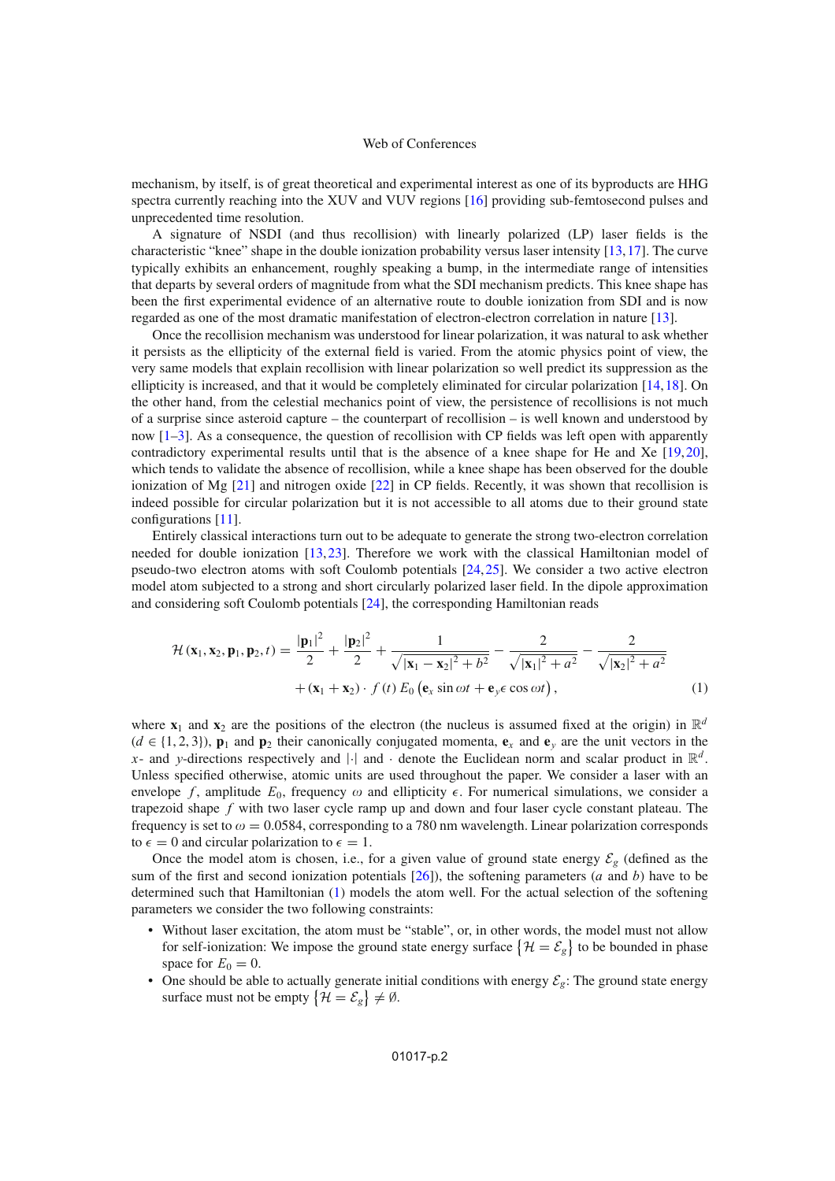mechanism, by itself, is of great theoretical and experimental interest as one of its byproducts are HHG spectra currently reaching into the XUV and VUV regions [16] providing sub-femtosecond pulses and unprecedented time resolution.

A signature of NSDI (and thus recollision) with linearly polarized (LP) laser fields is the characteristic "knee" shape in the double ionization probability versus laser intensity [13,17]. The curve typically exhibits an enhancement, roughly speaking a bump, in the intermediate range of intensities that departs by several orders of magnitude from what the SDI mechanism predicts. This knee shape has been the first experimental evidence of an alternative route to double ionization from SDI and is now regarded as one of the most dramatic manifestation of electron-electron correlation in nature [13].

Once the recollision mechanism was understood for linear polarization, it was natural to ask whether it persists as the ellipticity of the external field is varied. From the atomic physics point of view, the very same models that explain recollision with linear polarization so well predict its suppression as the ellipticity is increased, and that it would be completely eliminated for circular polarization [14,18]. On the other hand, from the celestial mechanics point of view, the persistence of recollisions is not much of a surprise since asteroid capture – the counterpart of recollision – is well known and understood by now [1–3]. As a consequence, the question of recollision with CP fields was left open with apparently contradictory experimental results until that is the absence of a knee shape for He and Xe [19,20], which tends to validate the absence of recollision, while a knee shape has been observed for the double ionization of Mg [21] and nitrogen oxide [22] in CP fields. Recently, it was shown that recollision is indeed possible for circular polarization but it is not accessible to all atoms due to their ground state configurations [11].

Entirely classical interactions turn out to be adequate to generate the strong two-electron correlation needed for double ionization [13,23]. Therefore we work with the classical Hamiltonian model of pseudo-two electron atoms with soft Coulomb potentials [24,25]. We consider a two active electron model atom subjected to a strong and short circularly polarized laser field. In the dipole approximation and considering soft Coulomb potentials [24], the corresponding Hamiltonian reads

$$
\mathcal{H}(\mathbf{x}_1, \mathbf{x}_2, \mathbf{p}_1, \mathbf{p}_2, t) = \frac{|\mathbf{p}_1|^2}{2} + \frac{|\mathbf{p}_2|^2}{2} + \frac{1}{\sqrt{|\mathbf{x}_1 - \mathbf{x}_2|^2 + b^2}} - \frac{2}{\sqrt{|\mathbf{x}_1|^2 + a^2}} - \frac{2}{\sqrt{|\mathbf{x}_2|^2 + a^2}}
$$
$$
+ (\mathbf{x}_1 + \mathbf{x}_2) \cdot f(t)\, E_0 \left( \mathbf{e}_x \sin \omega t + \mathbf{e}_y \epsilon \cos \omega t \right), \tag{1}
$$

where $\mathbf{x}_1$ and $\mathbf{x}_2$ are the positions of the electron (the nucleus is assumed fixed at the origin) in $\mathbb{R}^d$ ($d \in \{1, 2, 3\}$), $\mathbf{p}_1$ and $\mathbf{p}_2$ their canonically conjugated momenta, $\mathbf{e}_x$ and $\mathbf{e}_y$ are the unit vectors in the $x$- and $y$-directions respectively and $|\cdot|$ and $\cdot$ denote the Euclidean norm and scalar product in $\mathbb{R}^d$. Unless specified otherwise, atomic units are used throughout the paper. We consider a laser with an envelope $f$, amplitude $E_0$, frequency $\omega$ and ellipticity $\epsilon$. For numerical simulations, we consider a trapezoid shape $f$ with two laser cycle ramp up and down and four laser cycle constant plateau. The frequency is set to $\omega = 0.0584$, corresponding to a 780 nm wavelength. Linear polarization corresponds to $\epsilon = 0$ and circular polarization to $\epsilon = 1$.

Once the model atom is chosen, i.e., for a given value of ground state energy $\mathcal{E}_g$ (defined as the sum of the first and second ionization potentials [26]), the softening parameters ($a$ and $b$) have to be determined such that Hamiltonian (1) models the atom well. For the actual selection of the softening parameters we consider the two following constraints:

- Without laser excitation, the atom must be "stable", or, in other words, the model must not allow for self-ionization: We impose the ground state energy surface $\{\mathcal{H} = \mathcal{E}_g\}$ to be bounded in phase space for $E_0 = 0$.
- One should be able to actually generate initial conditions with energy $\mathcal{E}_g$: The ground state energy surface must not be empty $\{\mathcal{H} = \mathcal{E}_g\} \neq \emptyset$.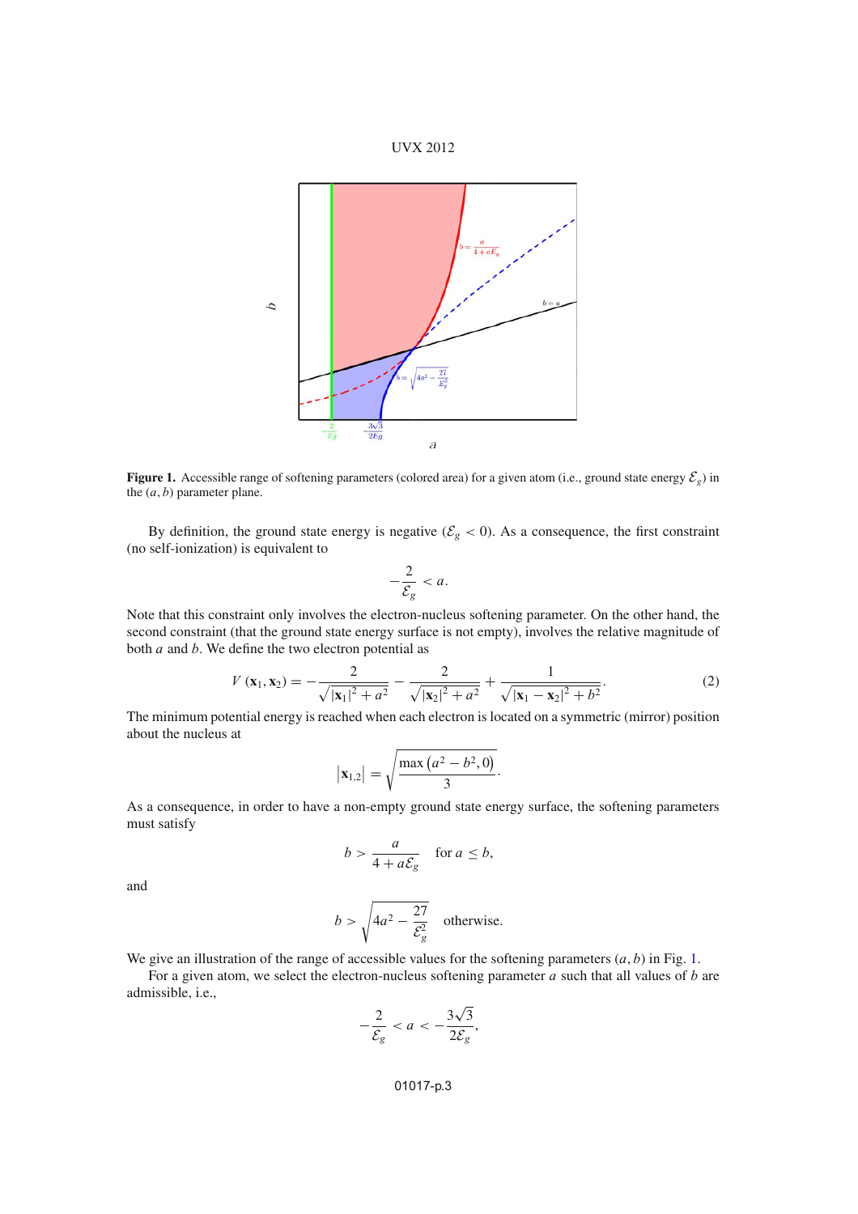**Figure 1.** Accessible range of softening parameters (colored area) for a given atom (i.e., ground state energy $\mathcal{E}_g$) in the $(a, b)$ parameter plane.

By definition, the ground state energy is negative ($\mathcal{E}_g < 0$). As a consequence, the first constraint (no self-ionization) is equivalent to

$$-\frac{2}{\mathcal{E}_g} < a.$$

Note that this constraint only involves the electron-nucleus softening parameter. On the other hand, the second constraint (that the ground state energy surface is not empty), involves the relative magnitude of both $a$ and $b$. We define the two electron potential as

$$V(\mathbf{x}_1, \mathbf{x}_2) = -\frac{2}{\sqrt{|\mathbf{x}_1|^2 + a^2}} - \frac{2}{\sqrt{|\mathbf{x}_2|^2 + a^2}} + \frac{1}{\sqrt{|\mathbf{x}_1 - \mathbf{x}_2|^2 + b^2}}. \tag{2}$$

The minimum potential energy is reached when each electron is located on a symmetric (mirror) position about the nucleus at

$$|\mathbf{x}_{1,2}| = \sqrt{\frac{\max\left(a^2 - b^2, 0\right)}{3}}.$$

As a consequence, in order to have a non-empty ground state energy surface, the softening parameters must satisfy

$$b > \frac{a}{4 + a\mathcal{E}_g} \quad \text{for } a \leq b,$$

and

$$b > \sqrt{4a^2 - \frac{27}{\mathcal{E}_g^2}} \quad \text{otherwise.}$$

We give an illustration of the range of accessible values for the softening parameters $(a, b)$ in Fig. 1.

For a given atom, we select the electron-nucleus softening parameter $a$ such that all values of $b$ are admissible, i.e.,

$$-\frac{2}{\mathcal{E}_g} < a < -\frac{3\sqrt{3}}{2\mathcal{E}_g},$$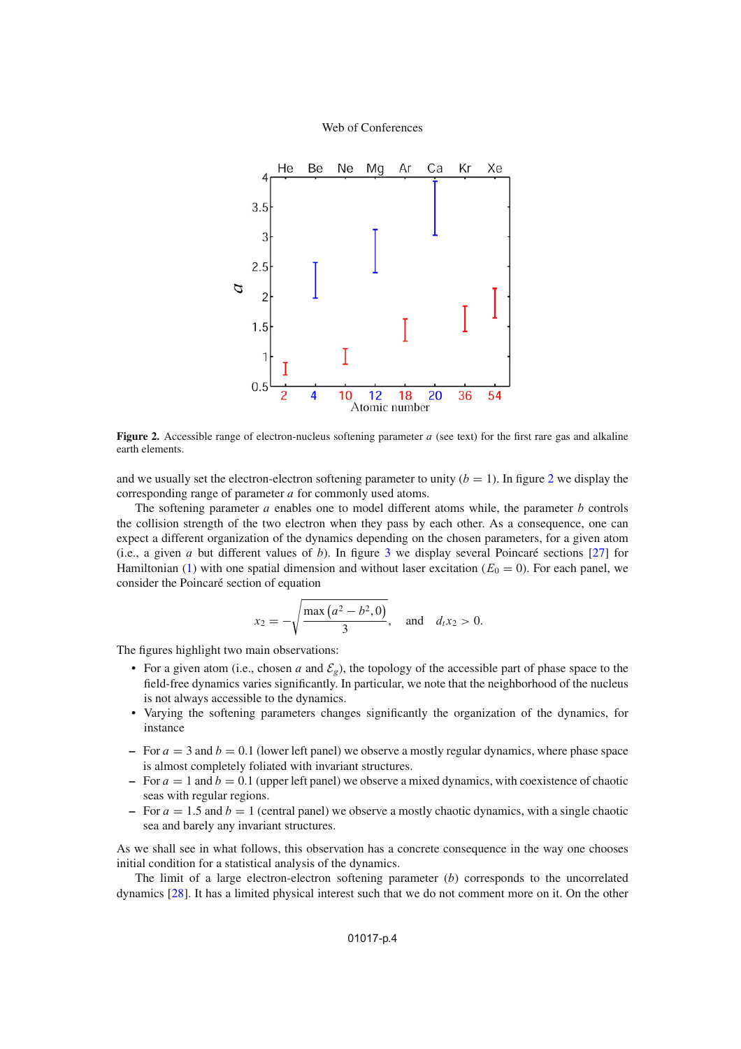**Figure 2.** Accessible range of electron-nucleus softening parameter $a$ (see text) for the first rare gas and alkaline earth elements.

and we usually set the electron-electron softening parameter to unity ($b = 1$). In figure 2 we display the corresponding range of parameter $a$ for commonly used atoms.

The softening parameter $a$ enables one to model different atoms while, the parameter $b$ controls the collision strength of the two electron when they pass by each other. As a consequence, one can expect a different organization of the dynamics depending on the chosen parameters, for a given atom (i.e., a given $a$ but different values of $b$). In figure 3 we display several Poincaré sections [27] for Hamiltonian (1) with one spatial dimension and without laser excitation ($E_0 = 0$). For each panel, we consider the Poincaré section of equation

$$x_2 = -\sqrt{\frac{\max\left(a^2 - b^2, 0\right)}{3}}, \quad \text{and} \quad d_t x_2 > 0.$$

The figures highlight two main observations:

- For a given atom (i.e., chosen $a$ and $\mathcal{E}_g$), the topology of the accessible part of phase space to the field-free dynamics varies significantly. In particular, we note that the neighborhood of the nucleus is not always accessible to the dynamics.
- Varying the softening parameters changes significantly the organization of the dynamics, for instance

– For $a = 3$ and $b = 0.1$ (lower left panel) we observe a mostly regular dynamics, where phase space is almost completely foliated with invariant structures.
– For $a = 1$ and $b = 0.1$ (upper left panel) we observe a mixed dynamics, with coexistence of chaotic seas with regular regions.
– For $a = 1.5$ and $b = 1$ (central panel) we observe a mostly chaotic dynamics, with a single chaotic sea and barely any invariant structures.

As we shall see in what follows, this observation has a concrete consequence in the way one chooses initial condition for a statistical analysis of the dynamics.

The limit of a large electron-electron softening parameter ($b$) corresponds to the uncorrelated dynamics [28]. It has a limited physical interest such that we do not comment more on it. On the other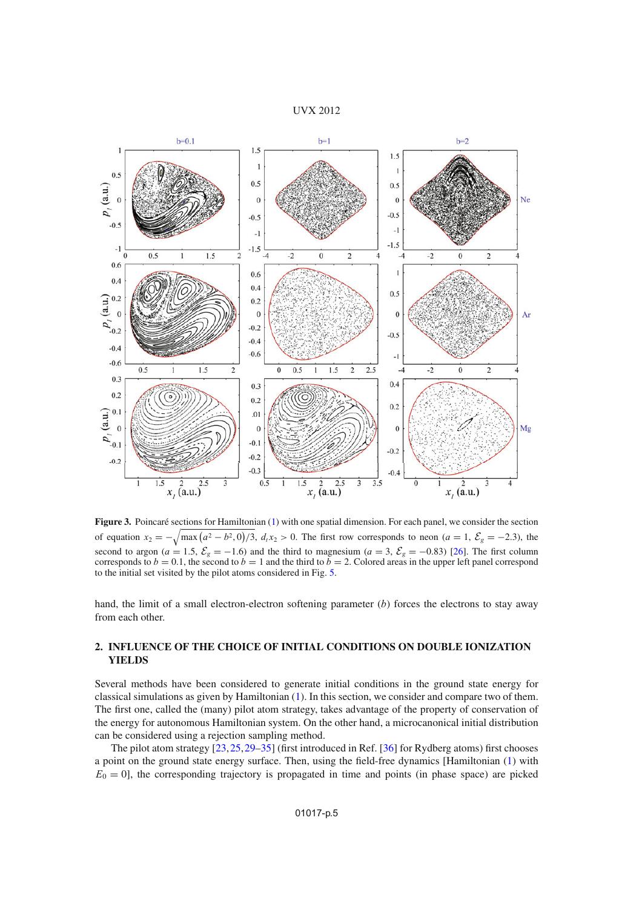**Figure 3.** Poincaré sections for Hamiltonian (1) with one spatial dimension. For each panel, we consider the section of equation $x_2 = -\sqrt{\max\left(a^2 - b^2, 0\right)/3}$, $d_t x_2 > 0$. The first row corresponds to neon ($a = 1$, $\mathcal{E}_g = -2.3$), the second to argon ($a = 1.5$, $\mathcal{E}_g = -1.6$) and the third to magnesium ($a = 3$, $\mathcal{E}_g = -0.83$) [26]. The first column corresponds to $b = 0.1$, the second to $b = 1$ and the third to $b = 2$. Colored areas in the upper left panel correspond to the initial set visited by the pilot atoms considered in Fig. 5.

hand, the limit of a small electron-electron softening parameter ($b$) forces the electrons to stay away from each other.

## 2. INFLUENCE OF THE CHOICE OF INITIAL CONDITIONS ON DOUBLE IONIZATION YIELDS

Several methods have been considered to generate initial conditions in the ground state energy for classical simulations as given by Hamiltonian (1). In this section, we consider and compare two of them. The first one, called the (many) pilot atom strategy, takes advantage of the property of conservation of the energy for autonomous Hamiltonian system. On the other hand, a microcanonical initial distribution can be considered using a rejection sampling method.

The pilot atom strategy [23, 25, 29–35] (first introduced in Ref. [36] for Rydberg atoms) first chooses a point on the ground state energy surface. Then, using the field-free dynamics [Hamiltonian (1) with $E_0 = 0$], the corresponding trajectory is propagated in time and points (in phase space) are picked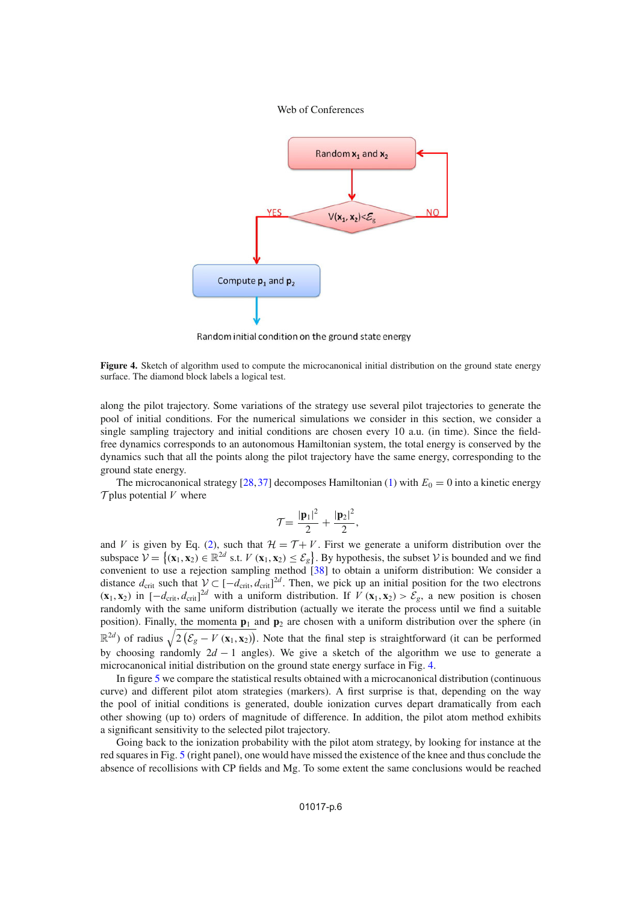Figure 4. Sketch of algorithm used to compute the microcanonical initial distribution on the ground state energy surface. The diamond block labels a logical test.

along the pilot trajectory. Some variations of the strategy use several pilot trajectories to generate the pool of initial conditions. For the numerical simulations we consider in this section, we consider a single sampling trajectory and initial conditions are chosen every 10 a.u. (in time). Since the field-free dynamics corresponds to an autonomous Hamiltonian system, the total energy is conserved by the dynamics such that all the points along the pilot trajectory have the same energy, corresponding to the ground state energy.

The microcanonical strategy [28, 37] decomposes Hamiltonian (1) with $E_0 = 0$ into a kinetic energy $\mathcal{T}$ plus potential $V$ where

$$\mathcal{T} = \frac{|\mathbf{p}_1|^2}{2} + \frac{|\mathbf{p}_2|^2}{2},$$

and $V$ is given by Eq. (2), such that $\mathcal{H} = \mathcal{T} + V$. First we generate a uniform distribution over the subspace $\mathcal{V} = \left\{(\mathbf{x}_1, \mathbf{x}_2) \in \mathbb{R}^{2d} \text{ s.t. } V(\mathbf{x}_1, \mathbf{x}_2) \leq \mathcal{E}_g\right\}$. By hypothesis, the subset $\mathcal{V}$ is bounded and we find convenient to use a rejection sampling method [38] to obtain a uniform distribution: We consider a distance $d_{\text{crit}}$ such that $\mathcal{V} \subset [-d_{\text{crit}}, d_{\text{crit}}]^{2d}$. Then, we pick up an initial position for the two electrons $(\mathbf{x}_1, \mathbf{x}_2)$ in $[-d_{\text{crit}}, d_{\text{crit}}]^{2d}$ with a uniform distribution. If $V(\mathbf{x}_1, \mathbf{x}_2) > \mathcal{E}_g$, a new position is chosen randomly with the same uniform distribution (actually we iterate the process until we find a suitable position). Finally, the momenta $\mathbf{p}_1$ and $\mathbf{p}_2$ are chosen with a uniform distribution over the sphere (in $\mathbb{R}^{2d}$) of radius $\sqrt{2\left(\mathcal{E}_g - V(\mathbf{x}_1, \mathbf{x}_2)\right)}$. Note that the final step is straightforward (it can be performed by choosing randomly $2d - 1$ angles). We give a sketch of the algorithm we use to generate a microcanonical initial distribution on the ground state energy surface in Fig. 4.

In figure 5 we compare the statistical results obtained with a microcanonical distribution (continuous curve) and different pilot atom strategies (markers). A first surprise is that, depending on the way the pool of initial conditions is generated, double ionization curves depart dramatically from each other showing (up to) orders of magnitude of difference. In addition, the pilot atom method exhibits a significant sensitivity to the selected pilot trajectory.

Going back to the ionization probability with the pilot atom strategy, by looking for instance at the red squares in Fig. 5 (right panel), one would have missed the existence of the knee and thus conclude the absence of recollisions with CP fields and Mg. To some extent the same conclusions would be reached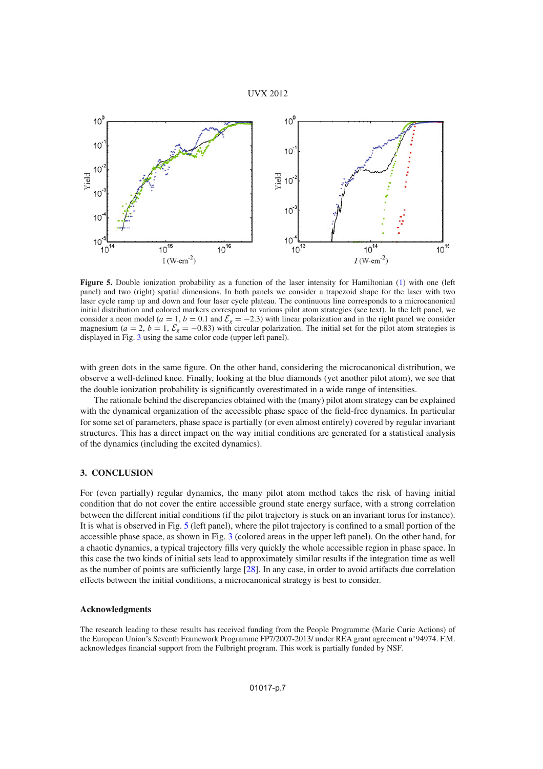**Figure 5.** Double ionization probability as a function of the laser intensity for Hamiltonian (1) with one (left panel) and two (right) spatial dimensions. In both panels we consider a trapezoid shape for the laser with two laser cycle ramp up and down and four laser cycle plateau. The continuous line corresponds to a microcanonical initial distribution and colored markers correspond to various pilot atom strategies (see text). In the left panel, we consider a neon model ($a = 1$, $b = 0.1$ and $\mathcal{E}_g = -2.3$) with linear polarization and in the right panel we consider magnesium ($a = 2$, $b = 1$, $\mathcal{E}_g = -0.83$) with circular polarization. The initial set for the pilot atom strategies is displayed in Fig. 3 using the same color code (upper left panel).

with green dots in the same figure. On the other hand, considering the microcanonical distribution, we observe a well-defined knee. Finally, looking at the blue diamonds (yet another pilot atom), we see that the double ionization probability is significantly overestimated in a wide range of intensities.

The rationale behind the discrepancies obtained with the (many) pilot atom strategy can be explained with the dynamical organization of the accessible phase space of the field-free dynamics. In particular for some set of parameters, phase space is partially (or even almost entirely) covered by regular invariant structures. This has a direct impact on the way initial conditions are generated for a statistical analysis of the dynamics (including the excited dynamics).

## 3. CONCLUSION

For (even partially) regular dynamics, the many pilot atom method takes the risk of having initial condition that do not cover the entire accessible ground state energy surface, with a strong correlation between the different initial conditions (if the pilot trajectory is stuck on an invariant torus for instance). It is what is observed in Fig. 5 (left panel), where the pilot trajectory is confined to a small portion of the accessible phase space, as shown in Fig. 3 (colored areas in the upper left panel). On the other hand, for a chaotic dynamics, a typical trajectory fills very quickly the whole accessible region in phase space. In this case the two kinds of initial sets lead to approximately similar results if the integration time as well as the number of points are sufficiently large [28]. In any case, in order to avoid artifacts due correlation effects between the initial conditions, a microcanonical strategy is best to consider.

### Acknowledgments

The research leading to these results has received funding from the People Programme (Marie Curie Actions) of the European Union's Seventh Framework Programme FP7/2007-2013/ under REA grant agreement n°94974. F.M. acknowledges financial support from the Fulbright program. This work is partially funded by NSF.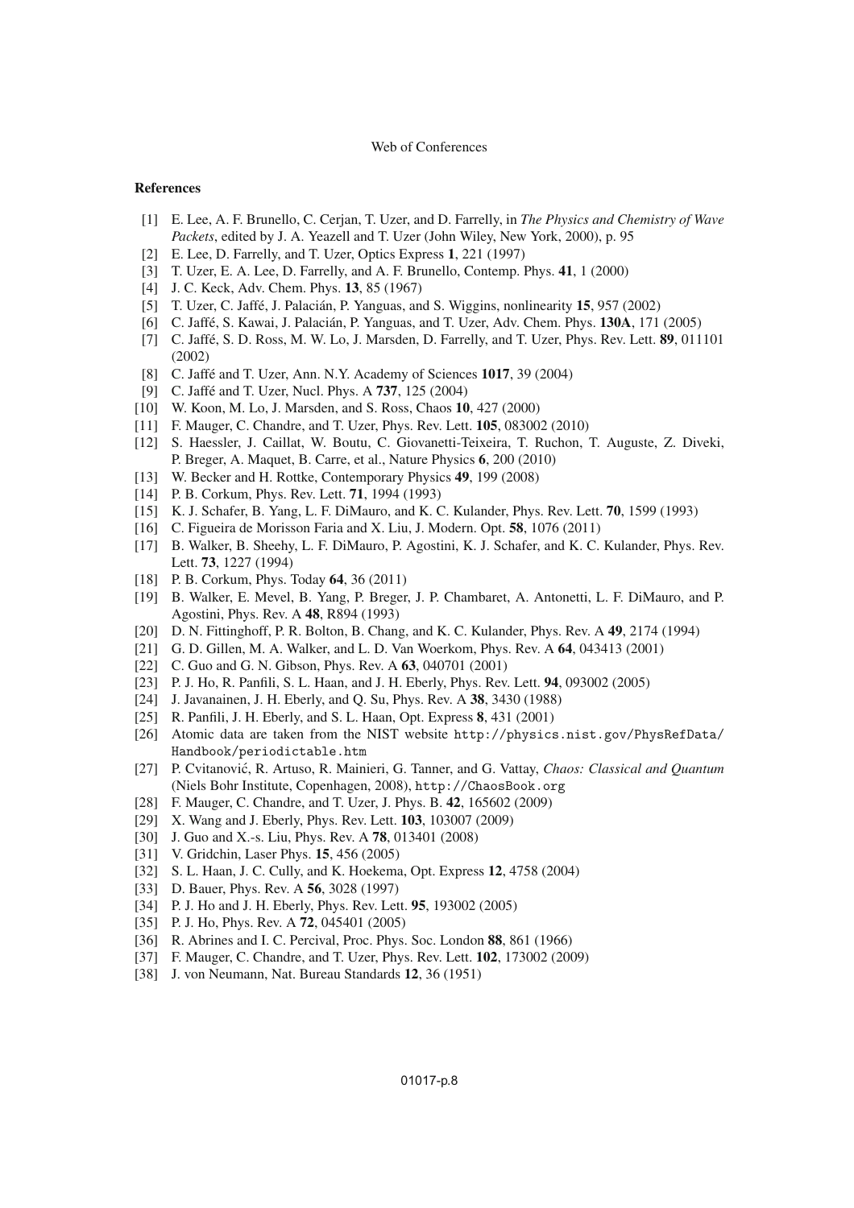## References

[1] E. Lee, A. F. Brunello, C. Cerjan, T. Uzer, and D. Farrelly, in *The Physics and Chemistry of Wave Packets*, edited by J. A. Yeazell and T. Uzer (John Wiley, New York, 2000), p. 95

[2] E. Lee, D. Farrelly, and T. Uzer, Optics Express **1**, 221 (1997)

[3] T. Uzer, E. A. Lee, D. Farrelly, and A. F. Brunello, Contemp. Phys. **41**, 1 (2000)

[4] J. C. Keck, Adv. Chem. Phys. **13**, 85 (1967)

[5] T. Uzer, C. Jaffé, J. Palacián, P. Yanguas, and S. Wiggins, nonlinearity **15**, 957 (2002)

[6] C. Jaffé, S. Kawai, J. Palacián, P. Yanguas, and T. Uzer, Adv. Chem. Phys. **130A**, 171 (2005)

[7] C. Jaffé, S. D. Ross, M. W. Lo, J. Marsden, D. Farrelly, and T. Uzer, Phys. Rev. Lett. **89**, 011101 (2002)

[8] C. Jaffé and T. Uzer, Ann. N.Y. Academy of Sciences **1017**, 39 (2004)

[9] C. Jaffé and T. Uzer, Nucl. Phys. A **737**, 125 (2004)

[10] W. Koon, M. Lo, J. Marsden, and S. Ross, Chaos **10**, 427 (2000)

[11] F. Mauger, C. Chandre, and T. Uzer, Phys. Rev. Lett. **105**, 083002 (2010)

[12] S. Haessler, J. Caillat, W. Boutu, C. Giovanetti-Teixeira, T. Ruchon, T. Auguste, Z. Diveki, P. Breger, A. Maquet, B. Carre, et al., Nature Physics **6**, 200 (2010)

[13] W. Becker and H. Rottke, Contemporary Physics **49**, 199 (2008)

[14] P. B. Corkum, Phys. Rev. Lett. **71**, 1994 (1993)

[15] K. J. Schafer, B. Yang, L. F. DiMauro, and K. C. Kulander, Phys. Rev. Lett. **70**, 1599 (1993)

[16] C. Figueira de Morisson Faria and X. Liu, J. Modern. Opt. **58**, 1076 (2011)

[17] B. Walker, B. Sheehy, L. F. DiMauro, P. Agostini, K. J. Schafer, and K. C. Kulander, Phys. Rev. Lett. **73**, 1227 (1994)

[18] P. B. Corkum, Phys. Today **64**, 36 (2011)

[19] B. Walker, E. Mevel, B. Yang, P. Breger, J. P. Chambaret, A. Antonetti, L. F. DiMauro, and P. Agostini, Phys. Rev. A **48**, R894 (1993)

[20] D. N. Fittinghoff, P. R. Bolton, B. Chang, and K. C. Kulander, Phys. Rev. A **49**, 2174 (1994)

[21] G. D. Gillen, M. A. Walker, and L. D. Van Woerkom, Phys. Rev. A **64**, 043413 (2001)

[22] C. Guo and G. N. Gibson, Phys. Rev. A **63**, 040701 (2001)

[23] P. J. Ho, R. Panfili, S. L. Haan, and J. H. Eberly, Phys. Rev. Lett. **94**, 093002 (2005)

[24] J. Javanainen, J. H. Eberly, and Q. Su, Phys. Rev. A **38**, 3430 (1988)

[25] R. Panfili, J. H. Eberly, and S. L. Haan, Opt. Express **8**, 431 (2001)

[26] Atomic data are taken from the NIST website `http://physics.nist.gov/PhysRefData/Handbook/periodictable.htm`

[27] P. Cvitanović, R. Artuso, R. Mainieri, G. Tanner, and G. Vattay, *Chaos: Classical and Quantum* (Niels Bohr Institute, Copenhagen, 2008), `http://ChaosBook.org`

[28] F. Mauger, C. Chandre, and T. Uzer, J. Phys. B. **42**, 165602 (2009)

[29] X. Wang and J. Eberly, Phys. Rev. Lett. **103**, 103007 (2009)

[30] J. Guo and X.-s. Liu, Phys. Rev. A **78**, 013401 (2008)

[31] V. Gridchin, Laser Phys. **15**, 456 (2005)

[32] S. L. Haan, J. C. Cully, and K. Hoekema, Opt. Express **12**, 4758 (2004)

[33] D. Bauer, Phys. Rev. A **56**, 3028 (1997)

[34] P. J. Ho and J. H. Eberly, Phys. Rev. Lett. **95**, 193002 (2005)

[35] P. J. Ho, Phys. Rev. A **72**, 045401 (2005)

[36] R. Abrines and I. C. Percival, Proc. Phys. Soc. London **88**, 861 (1966)

[37] F. Mauger, C. Chandre, and T. Uzer, Phys. Rev. Lett. **102**, 173002 (2009)

[38] J. von Neumann, Nat. Bureau Standards **12**, 36 (1951)